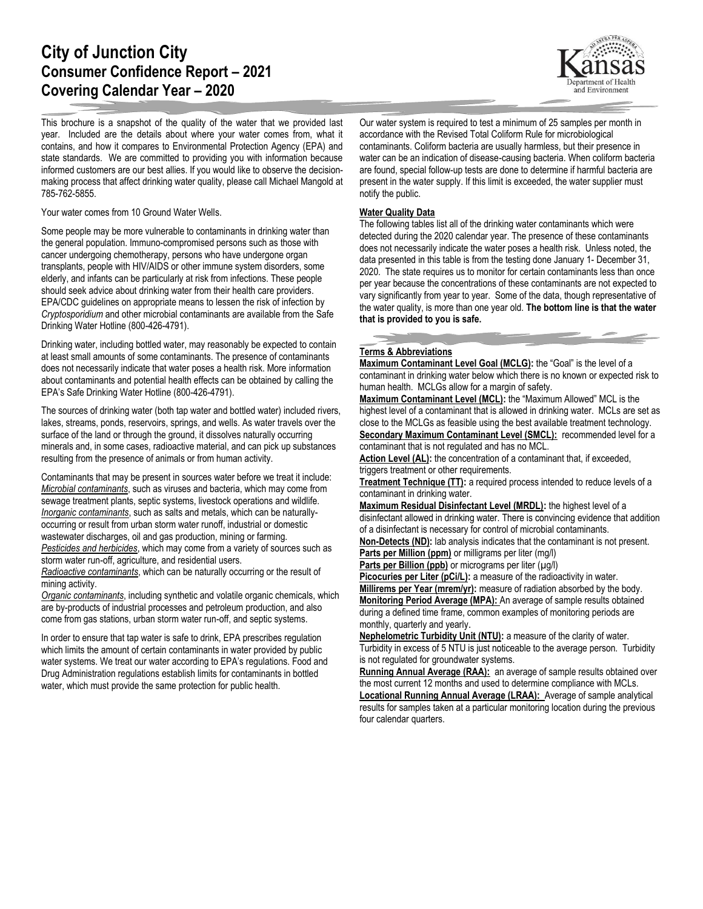# City of Junction City
## Consumer Confidence Report – 2021
## Covering Calendar Year – 2020

This brochure is a snapshot of the quality of the water that we provided last year. Included are the details about where your water comes from, what it contains, and how it compares to Environmental Protection Agency (EPA) and state standards. We are committed to providing you with information because informed customers are our best allies. If you would like to observe the decision-making process that affect drinking water quality, please call Michael Mangold at 785-762-5855.

Your water comes from 10 Ground Water Wells.

Some people may be more vulnerable to contaminants in drinking water than the general population. Immuno-compromised persons such as those with cancer undergoing chemotherapy, persons who have undergone organ transplants, people with HIV/AIDS or other immune system disorders, some elderly, and infants can be particularly at risk from infections. These people should seek advice about drinking water from their health care providers. EPA/CDC guidelines on appropriate means to lessen the risk of infection by *Cryptosporidium* and other microbial contaminants are available from the Safe Drinking Water Hotline (800-426-4791).

Drinking water, including bottled water, may reasonably be expected to contain at least small amounts of some contaminants. The presence of contaminants does not necessarily indicate that water poses a health risk. More information about contaminants and potential health effects can be obtained by calling the EPA's Safe Drinking Water Hotline (800-426-4791).

The sources of drinking water (both tap water and bottled water) included rivers, lakes, streams, ponds, reservoirs, springs, and wells. As water travels over the surface of the land or through the ground, it dissolves naturally occurring minerals and, in some cases, radioactive material, and can pick up substances resulting from the presence of animals or from human activity.

Contaminants that may be present in sources water before we treat it include:
*Microbial contaminants*, such as viruses and bacteria, which may come from sewage treatment plants, septic systems, livestock operations and wildlife.
*Inorganic contaminants*, such as salts and metals, which can be naturally-occurring or result from urban storm water runoff, industrial or domestic wastewater discharges, oil and gas production, mining or farming.
*Pesticides and herbicides*, which may come from a variety of sources such as storm water run-off, agriculture, and residential users.
*Radioactive contaminants*, which can be naturally occurring or the result of mining activity.
*Organic contaminants*, including synthetic and volatile organic chemicals, which are by-products of industrial processes and petroleum production, and also come from gas stations, urban storm water run-off, and septic systems.

In order to ensure that tap water is safe to drink, EPA prescribes regulation which limits the amount of certain contaminants in water provided by public water systems. We treat our water according to EPA's regulations. Food and Drug Administration regulations establish limits for contaminants in bottled water, which must provide the same protection for public health.

Our water system is required to test a minimum of 25 samples per month in accordance with the Revised Total Coliform Rule for microbiological contaminants. Coliform bacteria are usually harmless, but their presence in water can be an indication of disease-causing bacteria. When coliform bacteria are found, special follow-up tests are done to determine if harmful bacteria are present in the water supply. If this limit is exceeded, the water supplier must notify the public.

**Water Quality Data**

The following tables list all of the drinking water contaminants which were detected during the 2020 calendar year. The presence of these contaminants does not necessarily indicate the water poses a health risk. Unless noted, the data presented in this table is from the testing done January 1- December 31, 2020. The state requires us to monitor for certain contaminants less than once per year because the concentrations of these contaminants are not expected to vary significantly from year to year. Some of the data, though representative of the water quality, is more than one year old. **The bottom line is that the water that is provided to you is safe.**

**Terms & Abbreviations**

**Maximum Contaminant Level Goal (MCLG):** the "Goal" is the level of a contaminant in drinking water below which there is no known or expected risk to human health. MCLGs allow for a margin of safety.
**Maximum Contaminant Level (MCL):** the "Maximum Allowed" MCL is the highest level of a contaminant that is allowed in drinking water. MCLs are set as close to the MCLGs as feasible using the best available treatment technology.
**Secondary Maximum Contaminant Level (SMCL):** recommended level for a contaminant that is not regulated and has no MCL.
**Action Level (AL):** the concentration of a contaminant that, if exceeded, triggers treatment or other requirements.
**Treatment Technique (TT):** a required process intended to reduce levels of a contaminant in drinking water.
**Maximum Residual Disinfectant Level (MRDL):** the highest level of a disinfectant allowed in drinking water. There is convincing evidence that addition of a disinfectant is necessary for control of microbial contaminants.
**Non-Detects (ND):** lab analysis indicates that the contaminant is not present.
**Parts per Million (ppm)** or milligrams per liter (mg/l)
**Parts per Billion (ppb)** or micrograms per liter (µg/l)
**Picocuries per Liter (pCi/L):** a measure of the radioactivity in water.
**Millirems per Year (mrem/yr):** measure of radiation absorbed by the body.
**Monitoring Period Average (MPA):** An average of sample results obtained during a defined time frame, common examples of monitoring periods are monthly, quarterly and yearly.
**Nephelometric Turbidity Unit (NTU):** a measure of the clarity of water. Turbidity in excess of 5 NTU is just noticeable to the average person. Turbidity is not regulated for groundwater systems.
**Running Annual Average (RAA):** an average of sample results obtained over the most current 12 months and used to determine compliance with MCLs.
**Locational Running Annual Average (LRAA):** Average of sample analytical results for samples taken at a particular monitoring location during the previous four calendar quarters.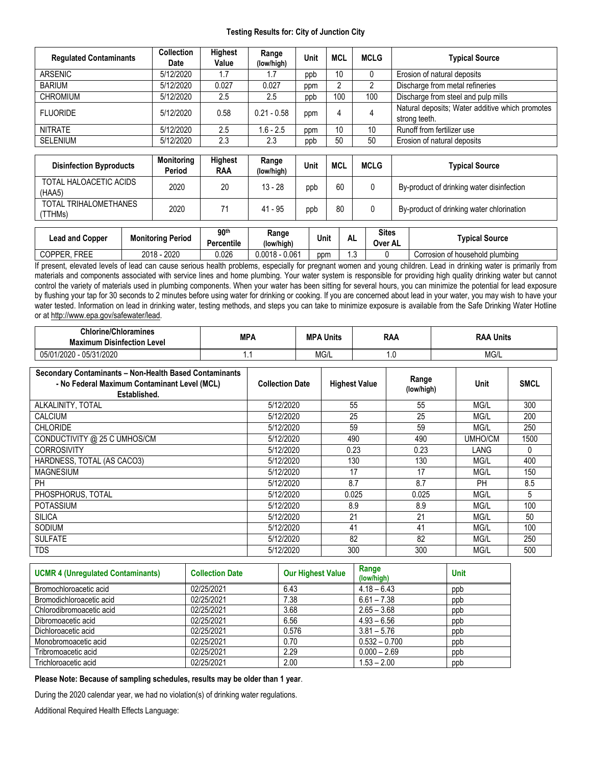**Testing Results for: City of Junction City**

| Regulated Contaminants | Collection Date | Highest Value | Range (low/high) | Unit | MCL | MCLG | Typical Source |
|---|---|---|---|---|---|---|---|
| ARSENIC | 5/12/2020 | 1.7 | 1.7 | ppb | 10 | 0 | Erosion of natural deposits |
| BARIUM | 5/12/2020 | 0.027 | 0.027 | ppm | 2 | 2 | Discharge from metal refineries |
| CHROMIUM | 5/12/2020 | 2.5 | 2.5 | ppb | 100 | 100 | Discharge from steel and pulp mills |
| FLUORIDE | 5/12/2020 | 0.58 | 0.21 - 0.58 | ppm | 4 | 4 | Natural deposits; Water additive which promotes strong teeth. |
| NITRATE | 5/12/2020 | 2.5 | 1.6 - 2.5 | ppm | 10 | 10 | Runoff from fertilizer use |
| SELENIUM | 5/12/2020 | 2.3 | 2.3 | ppb | 50 | 50 | Erosion of natural deposits |

| Disinfection Byproducts | Monitoring Period | Highest RAA | Range (low/high) | Unit | MCL | MCLG | Typical Source |
|---|---|---|---|---|---|---|---|
| TOTAL HALOACETIC ACIDS (HAA5) | 2020 | 20 | 13 - 28 | ppb | 60 | 0 | By-product of drinking water disinfection |
| TOTAL TRIHALOMETHANES (TTHMs) | 2020 | 71 | 41 - 95 | ppb | 80 | 0 | By-product of drinking water chlorination |

| Lead and Copper | Monitoring Period | 90th Percentile | Range (low/high) | Unit | AL | Sites Over AL | Typical Source |
|---|---|---|---|---|---|---|---|
| COPPER, FREE | 2018 - 2020 | 0.026 | 0.0018 - 0.061 | ppm | 1.3 | 0 | Corrosion of household plumbing |

If present, elevated levels of lead can cause serious health problems, especially for pregnant women and young children. Lead in drinking water is primarily from materials and components associated with service lines and home plumbing. Your water system is responsible for providing high quality drinking water but cannot control the variety of materials used in plumbing components. When your water has been sitting for several hours, you can minimize the potential for lead exposure by flushing your tap for 30 seconds to 2 minutes before using water for drinking or cooking. If you are concerned about lead in your water, you may wish to have your water tested. Information on lead in drinking water, testing methods, and steps you can take to minimize exposure is available from the Safe Drinking Water Hotline or at http://www.epa.gov/safewater/lead.

| Chlorine/Chloramines Maximum Disinfection Level | MPA | MPA Units | RAA | RAA Units |
|---|---|---|---|---|
| 05/01/2020 - 05/31/2020 | 1.1 | MG/L | 1.0 | MG/L |

| Secondary Contaminants – Non-Health Based Contaminants - No Federal Maximum Contaminant Level (MCL) Established. | Collection Date | Highest Value | Range (low/high) | Unit | SMCL |
|---|---|---|---|---|---|
| ALKALINITY, TOTAL | 5/12/2020 | 55 | 55 | MG/L | 300 |
| CALCIUM | 5/12/2020 | 25 | 25 | MG/L | 200 |
| CHLORIDE | 5/12/2020 | 59 | 59 | MG/L | 250 |
| CONDUCTIVITY @ 25 C UMHOS/CM | 5/12/2020 | 490 | 490 | UMHO/CM | 1500 |
| CORROSIVITY | 5/12/2020 | 0.23 | 0.23 | LANG | 0 |
| HARDNESS, TOTAL (AS CACO3) | 5/12/2020 | 130 | 130 | MG/L | 400 |
| MAGNESIUM | 5/12/2020 | 17 | 17 | MG/L | 150 |
| PH | 5/12/2020 | 8.7 | 8.7 | PH | 8.5 |
| PHOSPHORUS, TOTAL | 5/12/2020 | 0.025 | 0.025 | MG/L | 5 |
| POTASSIUM | 5/12/2020 | 8.9 | 8.9 | MG/L | 100 |
| SILICA | 5/12/2020 | 21 | 21 | MG/L | 50 |
| SODIUM | 5/12/2020 | 41 | 41 | MG/L | 100 |
| SULFATE | 5/12/2020 | 82 | 82 | MG/L | 250 |
| TDS | 5/12/2020 | 300 | 300 | MG/L | 500 |

| UCMR 4 (Unregulated Contaminants) | Collection Date | Our Highest Value | Range (low/high) | Unit |
|---|---|---|---|---|
| Bromochloroacetic acid | 02/25/2021 | 6.43 | 4.18 – 6.43 | ppb |
| Bromodichloroacetic acid | 02/25/2021 | 7.38 | 6.61 – 7.38 | ppb |
| Chlorodibromoacetic acid | 02/25/2021 | 3.68 | 2.65 – 3.68 | ppb |
| Dibromoacetic acid | 02/25/2021 | 6.56 | 4.93 – 6.56 | ppb |
| Dichloroacetic acid | 02/25/2021 | 0.576 | 3.81 – 5.76 | ppb |
| Monobromoacetic acid | 02/25/2021 | 0.70 | 0.532 – 0.700 | ppb |
| Tribromoacetic acid | 02/25/2021 | 2.29 | 0.000 – 2.69 | ppb |
| Trichloroacetic acid | 02/25/2021 | 2.00 | 1.53 – 2.00 | ppb |

**Please Note: Because of sampling schedules, results may be older than 1 year**.

During the 2020 calendar year, we had no violation(s) of drinking water regulations.

Additional Required Health Effects Language: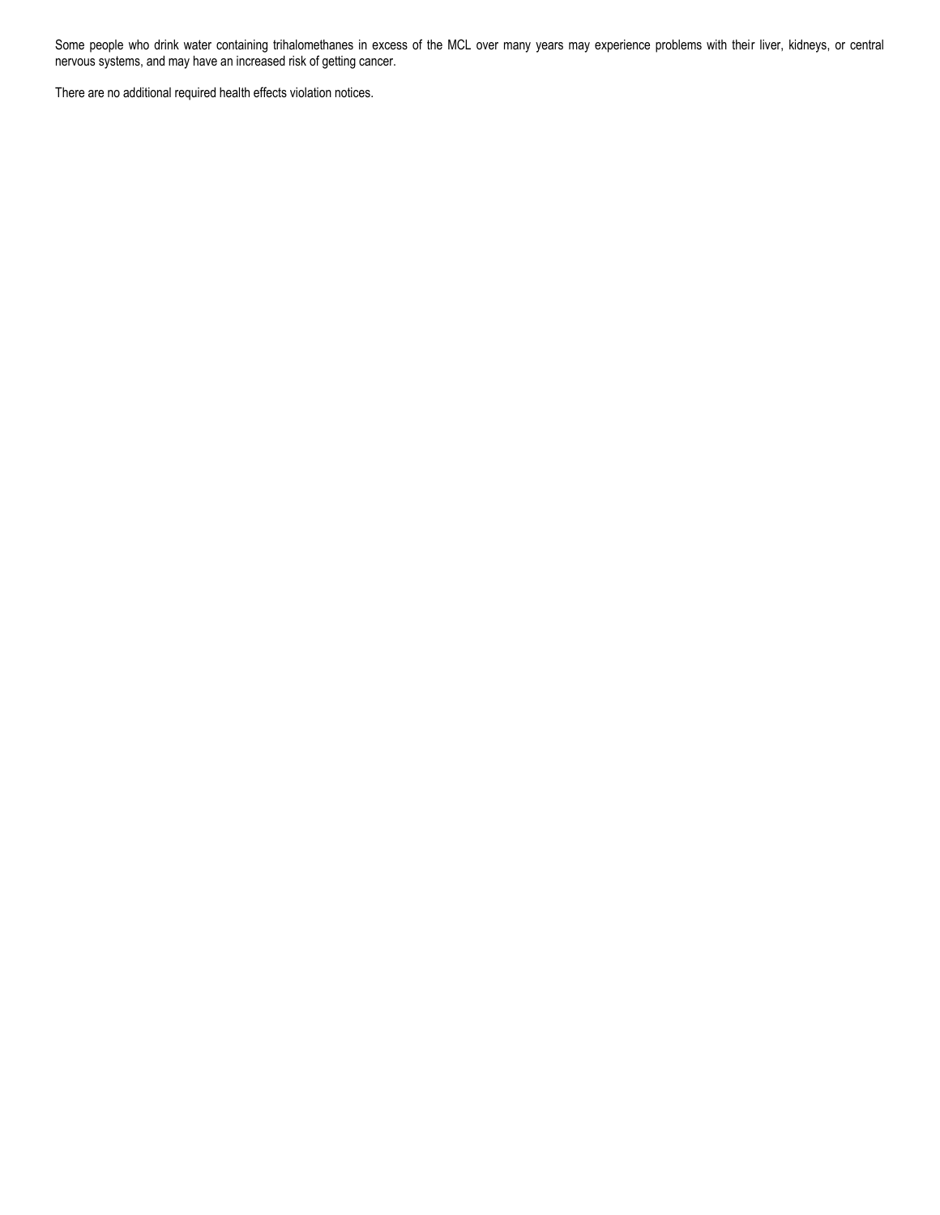Some people who drink water containing trihalomethanes in excess of the MCL over many years may experience problems with their liver, kidneys, or central nervous systems, and may have an increased risk of getting cancer.

There are no additional required health effects violation notices.